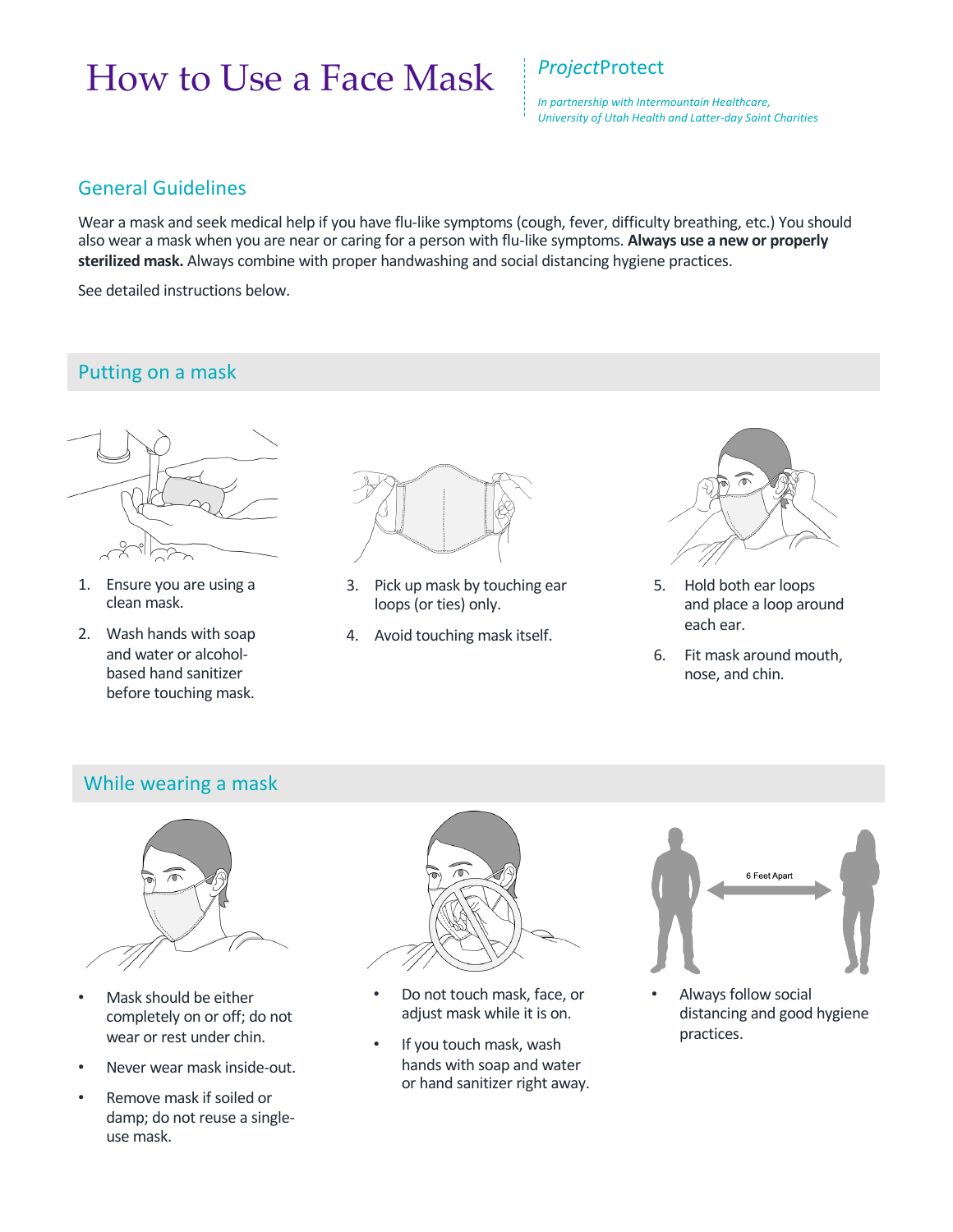# How to Use a Face Mask

*Project*Protect

*In partnership with Intermountain Healthcare, University of Utah Health and Latter-day Saint Charities*

## General Guidelines

Wear a mask and seek medical help if you have flu-like symptoms (cough, fever, difficulty breathing, etc.) You should also wear a mask when you are near or caring for a person with flu-like symptoms. **Always use a new or properly sterilized mask.** Always combine with proper handwashing and social distancing hygiene practices.

See detailed instructions below.

## Putting on a mask

1. Ensure you are using a clean mask.
2. Wash hands with soap and water or alcohol-based hand sanitizer before touching mask.
3. Pick up mask by touching ear loops (or ties) only.
4. Avoid touching mask itself.
5. Hold both ear loops and place a loop around each ear.
6. Fit mask around mouth, nose, and chin.

## While wearing a mask

- Mask should be either completely on or off; do not wear or rest under chin.
- Never wear mask inside-out.
- Remove mask if soiled or damp; do not reuse a single-use mask.
- Do not touch mask, face, or adjust mask while it is on.
- If you touch mask, wash hands with soap and water or hand sanitizer right away.
- Always follow social distancing and good hygiene practices.

6 Feet Apart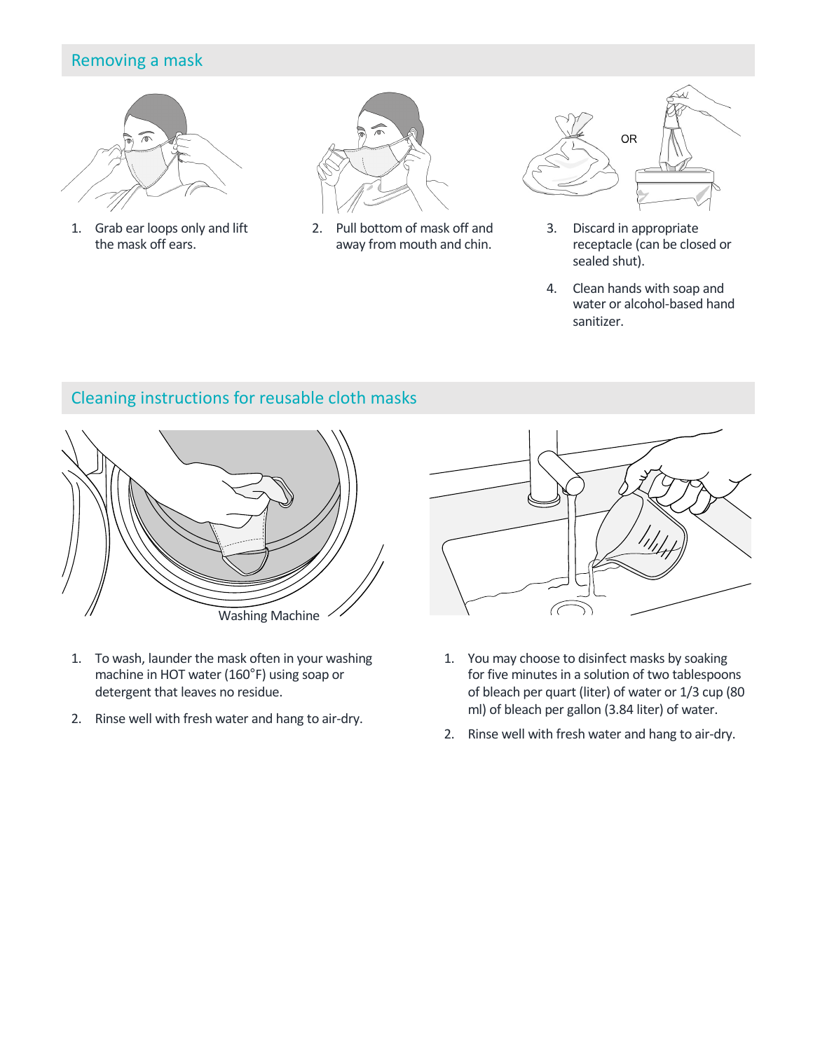## Removing a mask

1. Grab ear loops only and lift the mask off ears.
2. Pull bottom of mask off and away from mouth and chin.
3. Discard in appropriate receptacle (can be closed or sealed shut).
4. Clean hands with soap and water or alcohol-based hand sanitizer.

OR

## Cleaning instructions for reusable cloth masks

Washing Machine

1. To wash, launder the mask often in your washing machine in HOT water (160°F) using soap or detergent that leaves no residue.
2. Rinse well with fresh water and hang to air-dry.

1. You may choose to disinfect masks by soaking for five minutes in a solution of two tablespoons of bleach per quart (liter) of water or 1/3 cup (80 ml) of bleach per gallon (3.84 liter) of water.
2. Rinse well with fresh water and hang to air-dry.